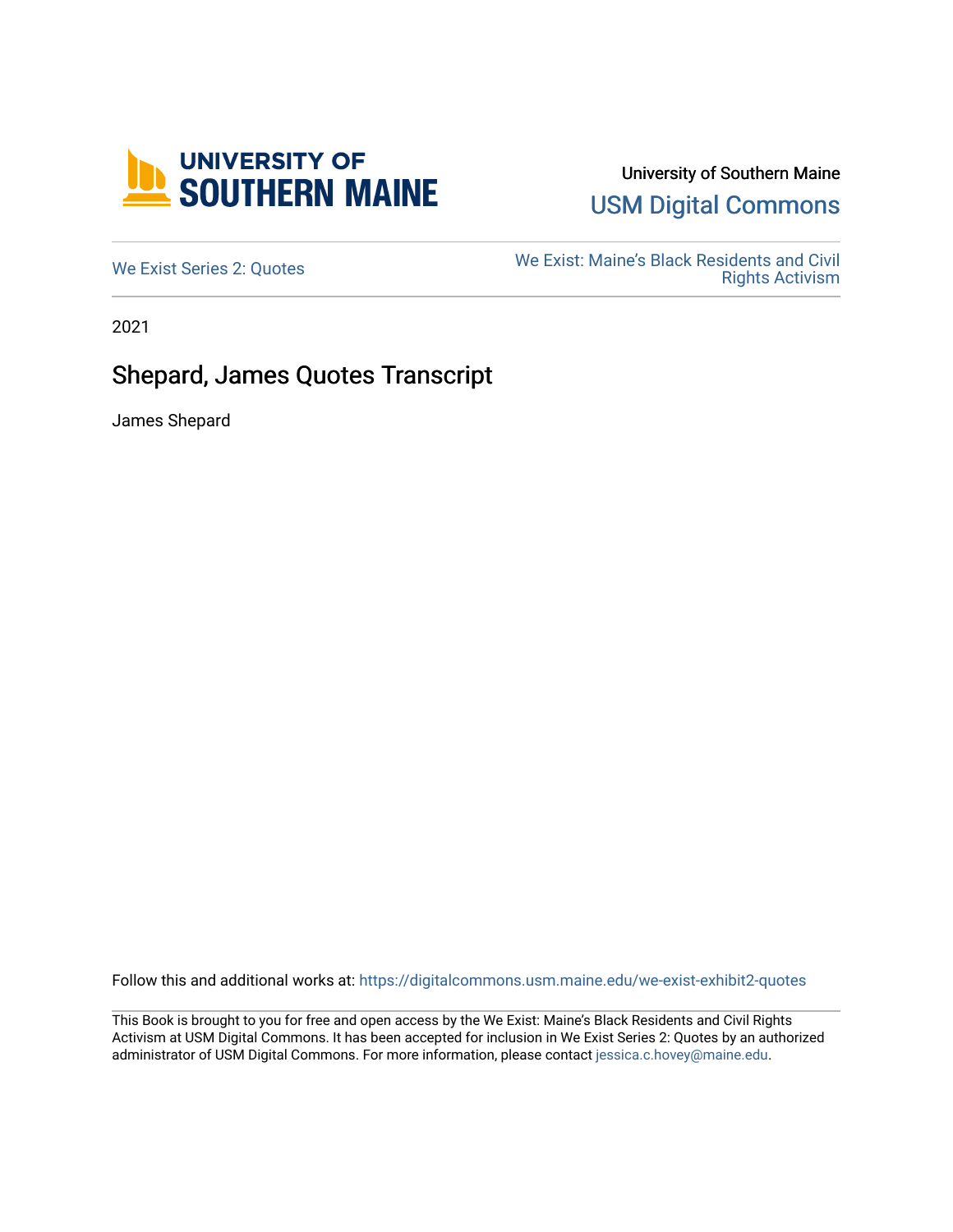University of Southern Maine

USM Digital Commons

We Exist Series 2: Quotes

We Exist: Maine's Black Residents and Civil Rights Activism

2021

# Shepard, James Quotes Transcript

James Shepard

Follow this and additional works at: https://digitalcommons.usm.maine.edu/we-exist-exhibit2-quotes

This Book is brought to you for free and open access by the We Exist: Maine's Black Residents and Civil Rights Activism at USM Digital Commons. It has been accepted for inclusion in We Exist Series 2: Quotes by an authorized administrator of USM Digital Commons. For more information, please contact jessica.c.hovey@maine.edu.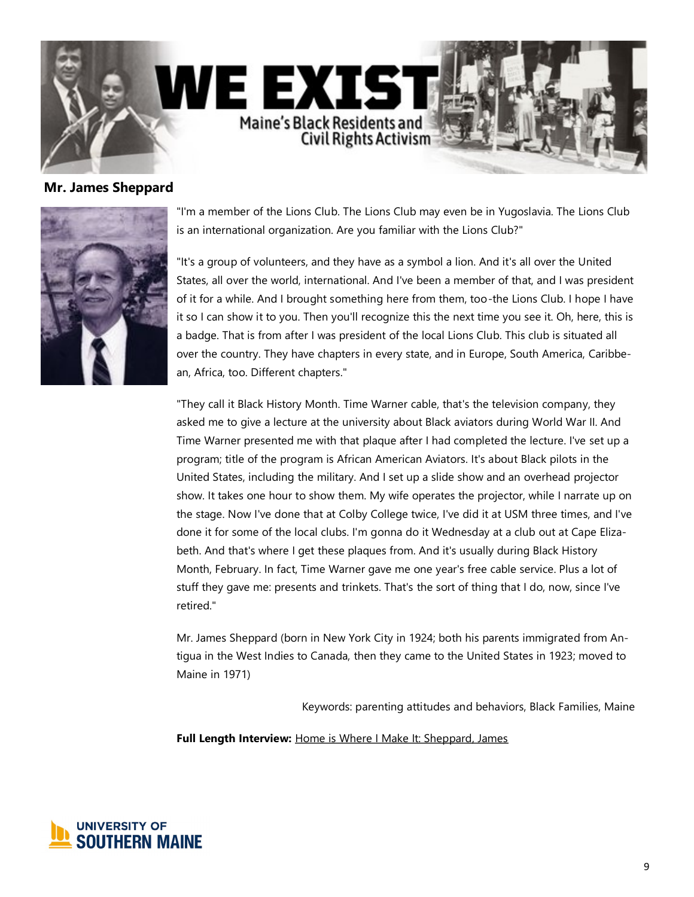# WE EXIST

Maine's Black Residents and Civil Rights Activism

**Mr. James Sheppard**

"I'm a member of the Lions Club. The Lions Club may even be in Yugoslavia. The Lions Club is an international organization. Are you familiar with the Lions Club?"

"It's a group of volunteers, and they have as a symbol a lion. And it's all over the United States, all over the world, international. And I've been a member of that, and I was president of it for a while. And I brought something here from them, too-the Lions Club. I hope I have it so I can show it to you. Then you'll recognize this the next time you see it. Oh, here, this is a badge. That is from after I was president of the local Lions Club. This club is situated all over the country. They have chapters in every state, and in Europe, South America, Caribbean, Africa, too. Different chapters."

"They call it Black History Month. Time Warner cable, that's the television company, they asked me to give a lecture at the university about Black aviators during World War II. And Time Warner presented me with that plaque after I had completed the lecture. I've set up a program; title of the program is African American Aviators. It's about Black pilots in the United States, including the military. And I set up a slide show and an overhead projector show. It takes one hour to show them. My wife operates the projector, while I narrate up on the stage. Now I've done that at Colby College twice, I've did it at USM three times, and I've done it for some of the local clubs. I'm gonna do it Wednesday at a club out at Cape Elizabeth. And that's where I get these plaques from. And it's usually during Black History Month, February. In fact, Time Warner gave me one year's free cable service. Plus a lot of stuff they gave me: presents and trinkets. That's the sort of thing that I do, now, since I've retired."

Mr. James Sheppard (born in New York City in 1924; both his parents immigrated from Antigua in the West Indies to Canada, then they came to the United States in 1923; moved to Maine in 1971)

Keywords: parenting attitudes and behaviors, Black Families, Maine

**Full Length Interview:** Home is Where I Make It: Sheppard, James

UNIVERSITY OF SOUTHERN MAINE